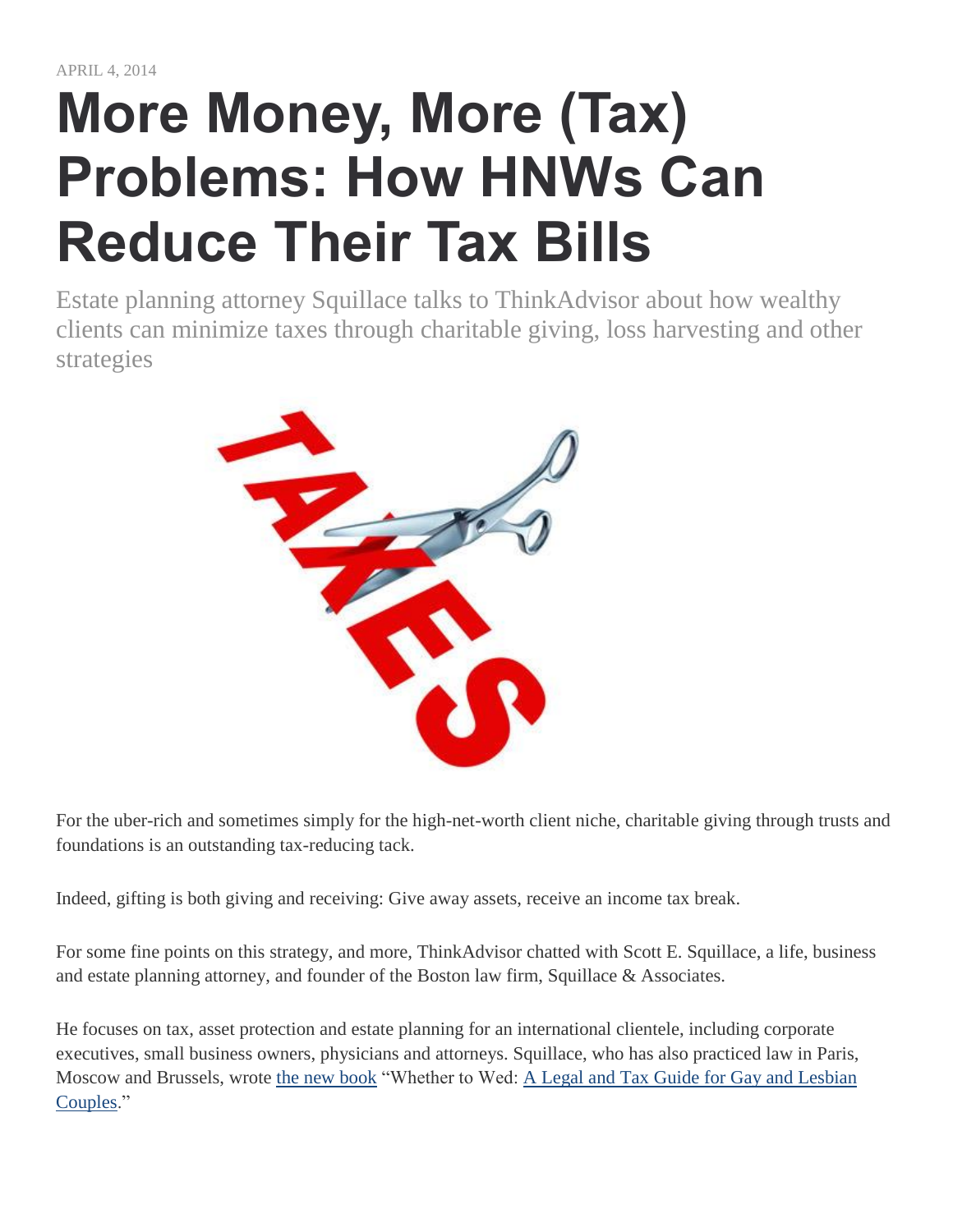APRIL 4, 2014

# More Money, More (Tax) Problems: How HNWs Can Reduce Their Tax Bills

Estate planning attorney Squillace talks to ThinkAdvisor about how wealthy clients can minimize taxes through charitable giving, loss harvesting and other strategies

For the uber-rich and sometimes simply for the high-net-worth client niche, charitable giving through trusts and foundations is an outstanding tax-reducing tack.

Indeed, gifting is both giving and receiving: Give away assets, receive an income tax break.

For some fine points on this strategy, and more, ThinkAdvisor chatted with Scott E. Squillace, a life, business and estate planning attorney, and founder of the Boston law firm, Squillace & Associates.

He focuses on tax, asset protection and estate planning for an international clientele, including corporate executives, small business owners, physicians and attorneys. Squillace, who has also practiced law in Paris, Moscow and Brussels, wrote [the new book](#) "Whether to Wed: [A Legal and Tax Guide for Gay and Lesbian Couples](#)."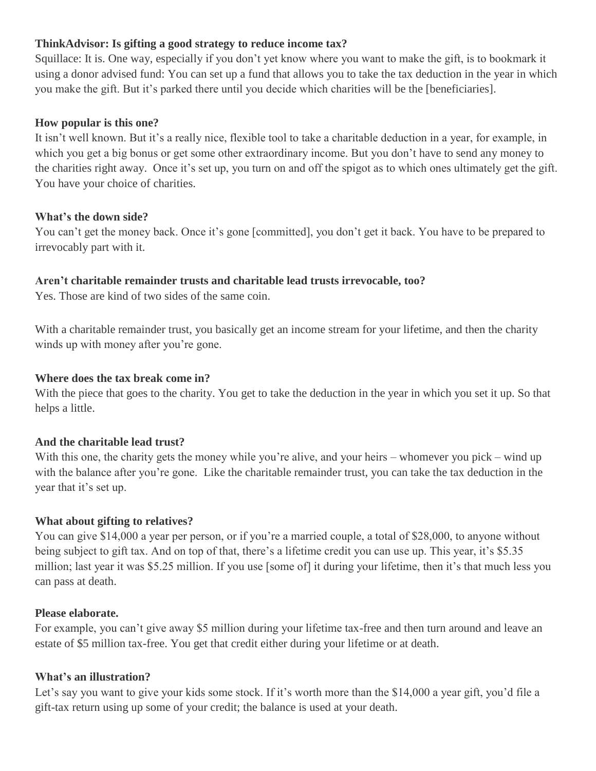**ThinkAdvisor: Is gifting a good strategy to reduce income tax?**

Squillace: It is. One way, especially if you don't yet know where you want to make the gift, is to bookmark it using a donor advised fund: You can set up a fund that allows you to take the tax deduction in the year in which you make the gift. But it's parked there until you decide which charities will be the [beneficiaries].

**How popular is this one?**

It isn't well known. But it's a really nice, flexible tool to take a charitable deduction in a year, for example, in which you get a big bonus or get some other extraordinary income. But you don't have to send any money to the charities right away. Once it's set up, you turn on and off the spigot as to which ones ultimately get the gift. You have your choice of charities.

**What's the down side?**

You can't get the money back. Once it's gone [committed], you don't get it back. You have to be prepared to irrevocably part with it.

**Aren't charitable remainder trusts and charitable lead trusts irrevocable, too?**

Yes. Those are kind of two sides of the same coin.

With a charitable remainder trust, you basically get an income stream for your lifetime, and then the charity winds up with money after you're gone.

**Where does the tax break come in?**

With the piece that goes to the charity. You get to take the deduction in the year in which you set it up. So that helps a little.

**And the charitable lead trust?**

With this one, the charity gets the money while you're alive, and your heirs – whomever you pick – wind up with the balance after you're gone. Like the charitable remainder trust, you can take the tax deduction in the year that it's set up.

**What about gifting to relatives?**

You can give $14,000 a year per person, or if you're a married couple, a total of $28,000, to anyone without being subject to gift tax. And on top of that, there's a lifetime credit you can use up. This year, it's $5.35 million; last year it was $5.25 million. If you use [some of] it during your lifetime, then it's that much less you can pass at death.

**Please elaborate.**

For example, you can't give away $5 million during your lifetime tax-free and then turn around and leave an estate of $5 million tax-free. You get that credit either during your lifetime or at death.

**What's an illustration?**

Let's say you want to give your kids some stock. If it's worth more than the $14,000 a year gift, you'd file a gift-tax return using up some of your credit; the balance is used at your death.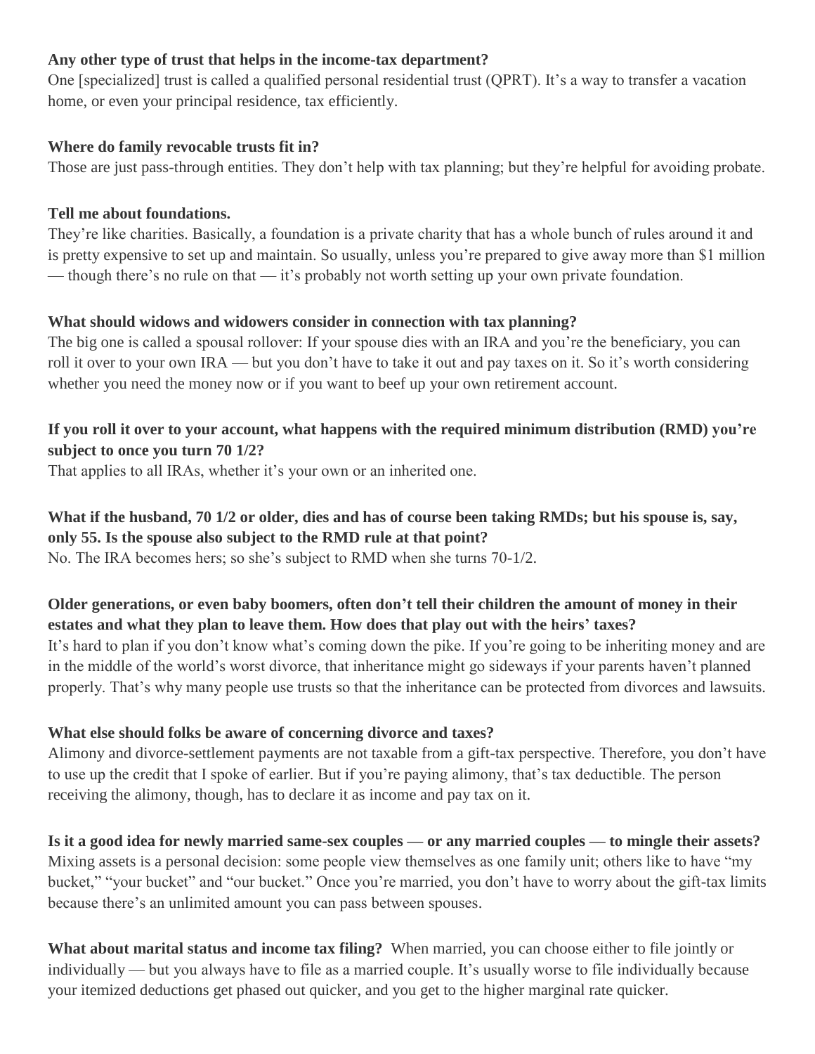**Any other type of trust that helps in the income-tax department?**
One [specialized] trust is called a qualified personal residential trust (QPRT). It's a way to transfer a vacation home, or even your principal residence, tax efficiently.

**Where do family revocable trusts fit in?**
Those are just pass-through entities. They don't help with tax planning; but they're helpful for avoiding probate.

**Tell me about foundations.**
They're like charities. Basically, a foundation is a private charity that has a whole bunch of rules around it and is pretty expensive to set up and maintain. So usually, unless you're prepared to give away more than $1 million — though there's no rule on that — it's probably not worth setting up your own private foundation.

**What should widows and widowers consider in connection with tax planning?**
The big one is called a spousal rollover: If your spouse dies with an IRA and you're the beneficiary, you can roll it over to your own IRA — but you don't have to take it out and pay taxes on it. So it's worth considering whether you need the money now or if you want to beef up your own retirement account.

**If you roll it over to your account, what happens with the required minimum distribution (RMD) you're subject to once you turn 70 1/2?**
That applies to all IRAs, whether it's your own or an inherited one.

**What if the husband, 70 1/2 or older, dies and has of course been taking RMDs; but his spouse is, say, only 55. Is the spouse also subject to the RMD rule at that point?**
No. The IRA becomes hers; so she's subject to RMD when she turns 70-1/2.

**Older generations, or even baby boomers, often don't tell their children the amount of money in their estates and what they plan to leave them. How does that play out with the heirs' taxes?**
It's hard to plan if you don't know what's coming down the pike. If you're going to be inheriting money and are in the middle of the world's worst divorce, that inheritance might go sideways if your parents haven't planned properly. That's why many people use trusts so that the inheritance can be protected from divorces and lawsuits.

**What else should folks be aware of concerning divorce and taxes?**
Alimony and divorce-settlement payments are not taxable from a gift-tax perspective. Therefore, you don't have to use up the credit that I spoke of earlier. But if you're paying alimony, that's tax deductible. The person receiving the alimony, though, has to declare it as income and pay tax on it.

**Is it a good idea for newly married same-sex couples — or any married couples — to mingle their assets?**
Mixing assets is a personal decision: some people view themselves as one family unit; others like to have "my bucket," "your bucket" and "our bucket." Once you're married, you don't have to worry about the gift-tax limits because there's an unlimited amount you can pass between spouses.

**What about marital status and income tax filing?** When married, you can choose either to file jointly or individually — but you always have to file as a married couple. It's usually worse to file individually because your itemized deductions get phased out quicker, and you get to the higher marginal rate quicker.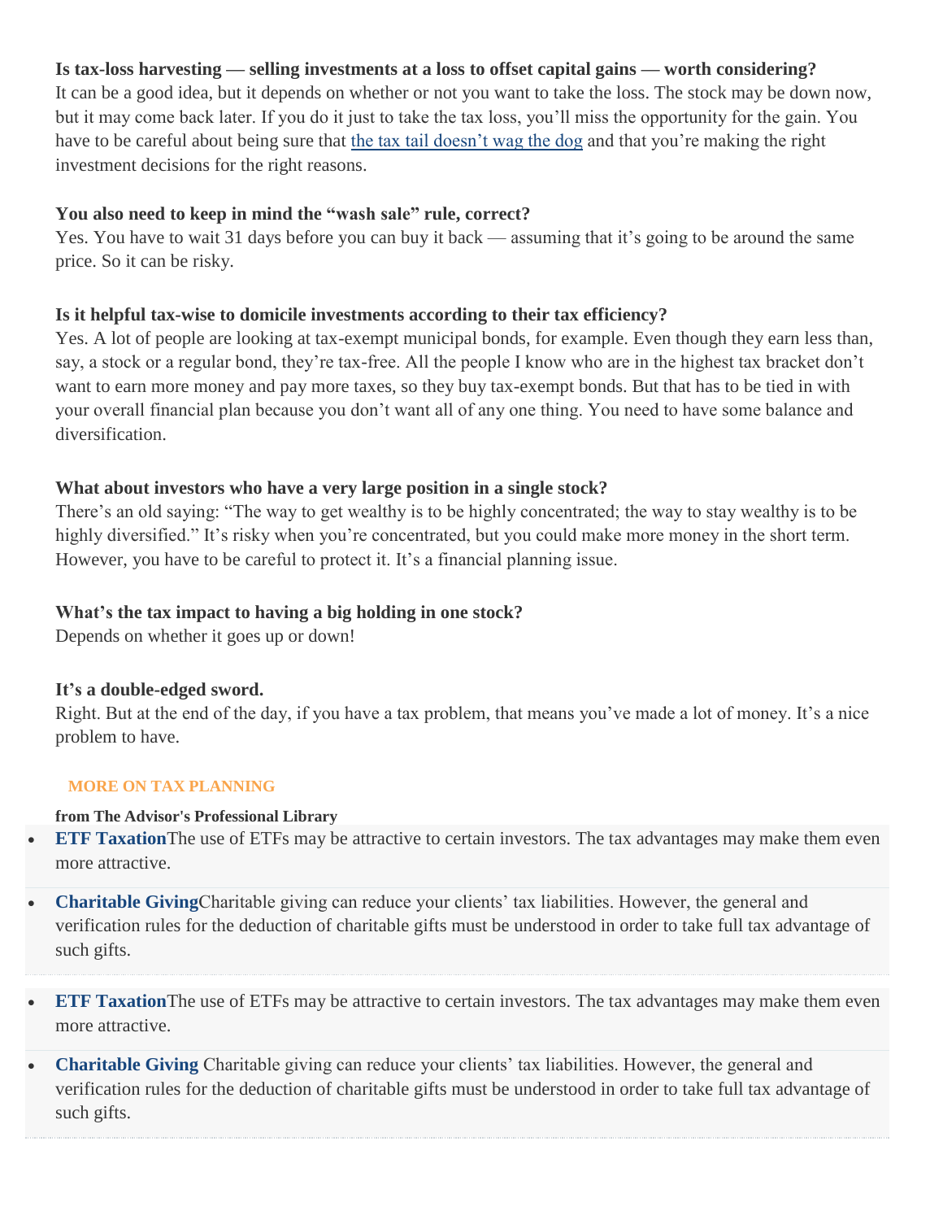**Is tax-loss harvesting — selling investments at a loss to offset capital gains — worth considering?**
It can be a good idea, but it depends on whether or not you want to take the loss. The stock may be down now, but it may come back later. If you do it just to take the tax loss, you'll miss the opportunity for the gain. You have to be careful about being sure that [the tax tail doesn't wag the dog] and that you're making the right investment decisions for the right reasons.

**You also need to keep in mind the "wash sale" rule, correct?**
Yes. You have to wait 31 days before you can buy it back — assuming that it's going to be around the same price. So it can be risky.

**Is it helpful tax-wise to domicile investments according to their tax efficiency?**
Yes. A lot of people are looking at tax-exempt municipal bonds, for example. Even though they earn less than, say, a stock or a regular bond, they're tax-free. All the people I know who are in the highest tax bracket don't want to earn more money and pay more taxes, so they buy tax-exempt bonds. But that has to be tied in with your overall financial plan because you don't want all of any one thing. You need to have some balance and diversification.

**What about investors who have a very large position in a single stock?**
There's an old saying: "The way to get wealthy is to be highly concentrated; the way to stay wealthy is to be highly diversified." It's risky when you're concentrated, but you could make more money in the short term. However, you have to be careful to protect it. It's a financial planning issue.

**What's the tax impact to having a big holding in one stock?**
Depends on whether it goes up or down!

**It's a double-edged sword.**
Right. But at the end of the day, if you have a tax problem, that means you've made a lot of money. It's a nice problem to have.

**MORE ON TAX PLANNING**

**from The Advisor's Professional Library**

- **ETF Taxation**The use of ETFs may be attractive to certain investors. The tax advantages may make them even more attractive.
- **Charitable Giving**Charitable giving can reduce your clients' tax liabilities. However, the general and verification rules for the deduction of charitable gifts must be understood in order to take full tax advantage of such gifts.

- **ETF Taxation**The use of ETFs may be attractive to certain investors. The tax advantages may make them even more attractive.
- **Charitable Giving** Charitable giving can reduce your clients' tax liabilities. However, the general and verification rules for the deduction of charitable gifts must be understood in order to take full tax advantage of such gifts.